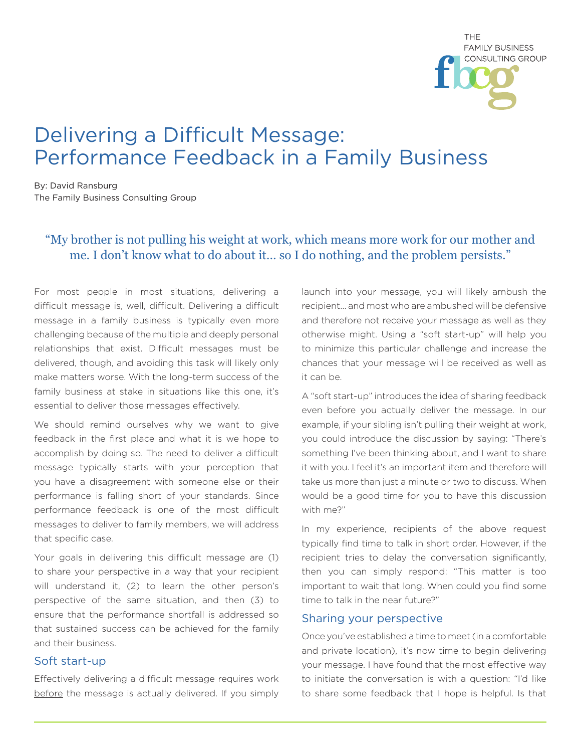THE FAMILY BUSINESS CONSULTING GROUP

# Delivering a Difficult Message: Performance Feedback in a Family Business

By: David Ransburg
The Family Business Consulting Group

> "My brother is not pulling his weight at work, which means more work for our mother and me. I don't know what to do about it… so I do nothing, and the problem persists."

For most people in most situations, delivering a difficult message is, well, difficult. Delivering a difficult message in a family business is typically even more challenging because of the multiple and deeply personal relationships that exist. Difficult messages must be delivered, though, and avoiding this task will likely only make matters worse. With the long-term success of the family business at stake in situations like this one, it's essential to deliver those messages effectively.

We should remind ourselves why we want to give feedback in the first place and what it is we hope to accomplish by doing so. The need to deliver a difficult message typically starts with your perception that you have a disagreement with someone else or their performance is falling short of your standards. Since performance feedback is one of the most difficult messages to deliver to family members, we will address that specific case.

Your goals in delivering this difficult message are (1) to share your perspective in a way that your recipient will understand it, (2) to learn the other person's perspective of the same situation, and then (3) to ensure that the performance shortfall is addressed so that sustained success can be achieved for the family and their business.

## Soft start-up

Effectively delivering a difficult message requires work <u>before</u> the message is actually delivered. If you simply launch into your message, you will likely ambush the recipient… and most who are ambushed will be defensive and therefore not receive your message as well as they otherwise might. Using a "soft start-up" will help you to minimize this particular challenge and increase the chances that your message will be received as well as it can be.

A "soft start-up" introduces the idea of sharing feedback even before you actually deliver the message. In our example, if your sibling isn't pulling their weight at work, you could introduce the discussion by saying: "There's something I've been thinking about, and I want to share it with you. I feel it's an important item and therefore will take us more than just a minute or two to discuss. When would be a good time for you to have this discussion with me?"

In my experience, recipients of the above request typically find time to talk in short order. However, if the recipient tries to delay the conversation significantly, then you can simply respond: "This matter is too important to wait that long. When could you find some time to talk in the near future?"

## Sharing your perspective

Once you've established a time to meet (in a comfortable and private location), it's now time to begin delivering your message. I have found that the most effective way to initiate the conversation is with a question: "I'd like to share some feedback that I hope is helpful. Is that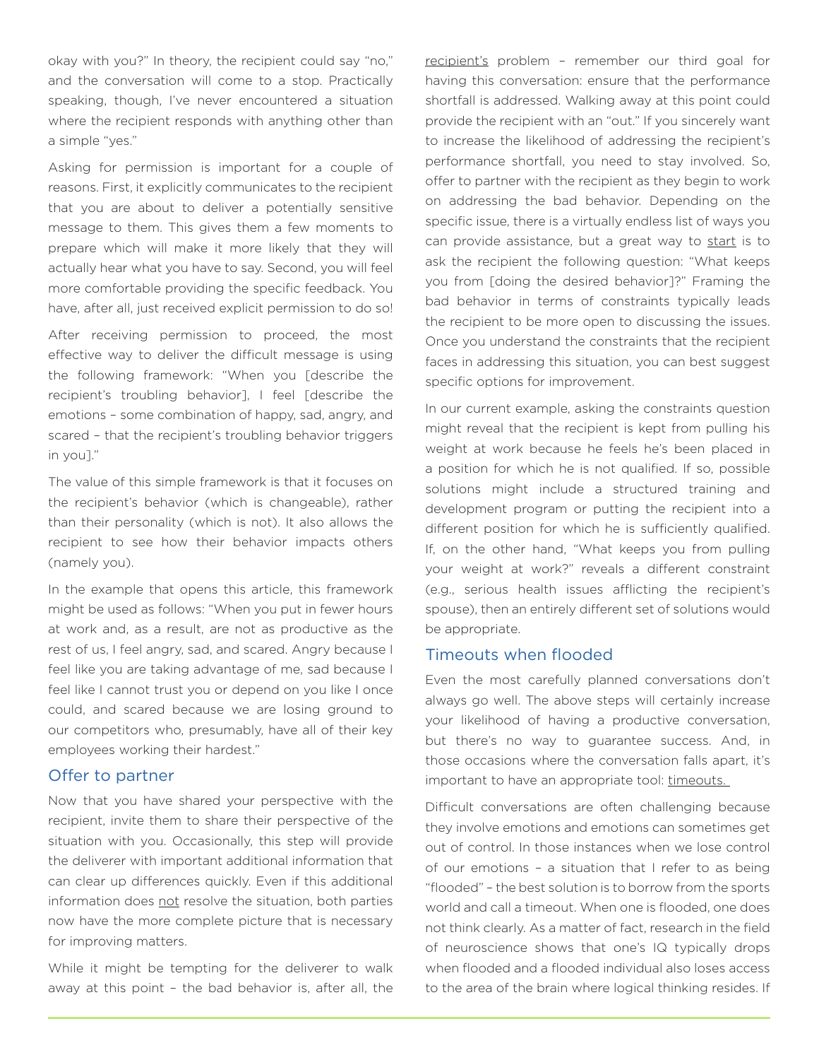okay with you?" In theory, the recipient could say "no," and the conversation will come to a stop. Practically speaking, though, I've never encountered a situation where the recipient responds with anything other than a simple "yes."

Asking for permission is important for a couple of reasons. First, it explicitly communicates to the recipient that you are about to deliver a potentially sensitive message to them. This gives them a few moments to prepare which will make it more likely that they will actually hear what you have to say. Second, you will feel more comfortable providing the specific feedback. You have, after all, just received explicit permission to do so!

After receiving permission to proceed, the most effective way to deliver the difficult message is using the following framework: "When you [describe the recipient's troubling behavior], I feel [describe the emotions – some combination of happy, sad, angry, and scared – that the recipient's troubling behavior triggers in you]."

The value of this simple framework is that it focuses on the recipient's behavior (which is changeable), rather than their personality (which is not). It also allows the recipient to see how their behavior impacts others (namely you).

In the example that opens this article, this framework might be used as follows: "When you put in fewer hours at work and, as a result, are not as productive as the rest of us, I feel angry, sad, and scared. Angry because I feel like you are taking advantage of me, sad because I feel like I cannot trust you or depend on you like I once could, and scared because we are losing ground to our competitors who, presumably, have all of their key employees working their hardest."

## Offer to partner

Now that you have shared your perspective with the recipient, invite them to share their perspective of the situation with you. Occasionally, this step will provide the deliverer with important additional information that can clear up differences quickly. Even if this additional information does not resolve the situation, both parties now have the more complete picture that is necessary for improving matters.

While it might be tempting for the deliverer to walk away at this point – the bad behavior is, after all, the recipient's problem – remember our third goal for having this conversation: ensure that the performance shortfall is addressed. Walking away at this point could provide the recipient with an "out." If you sincerely want to increase the likelihood of addressing the recipient's performance shortfall, you need to stay involved. So, offer to partner with the recipient as they begin to work on addressing the bad behavior. Depending on the specific issue, there is a virtually endless list of ways you can provide assistance, but a great way to start is to ask the recipient the following question: "What keeps you from [doing the desired behavior]?" Framing the bad behavior in terms of constraints typically leads the recipient to be more open to discussing the issues. Once you understand the constraints that the recipient faces in addressing this situation, you can best suggest specific options for improvement.

In our current example, asking the constraints question might reveal that the recipient is kept from pulling his weight at work because he feels he's been placed in a position for which he is not qualified. If so, possible solutions might include a structured training and development program or putting the recipient into a different position for which he is sufficiently qualified. If, on the other hand, "What keeps you from pulling your weight at work?" reveals a different constraint (e.g., serious health issues afflicting the recipient's spouse), then an entirely different set of solutions would be appropriate.

## Timeouts when flooded

Even the most carefully planned conversations don't always go well. The above steps will certainly increase your likelihood of having a productive conversation, but there's no way to guarantee success. And, in those occasions where the conversation falls apart, it's important to have an appropriate tool: timeouts.

Difficult conversations are often challenging because they involve emotions and emotions can sometimes get out of control. In those instances when we lose control of our emotions – a situation that I refer to as being "flooded" – the best solution is to borrow from the sports world and call a timeout. When one is flooded, one does not think clearly. As a matter of fact, research in the field of neuroscience shows that one's IQ typically drops when flooded and a flooded individual also loses access to the area of the brain where logical thinking resides. If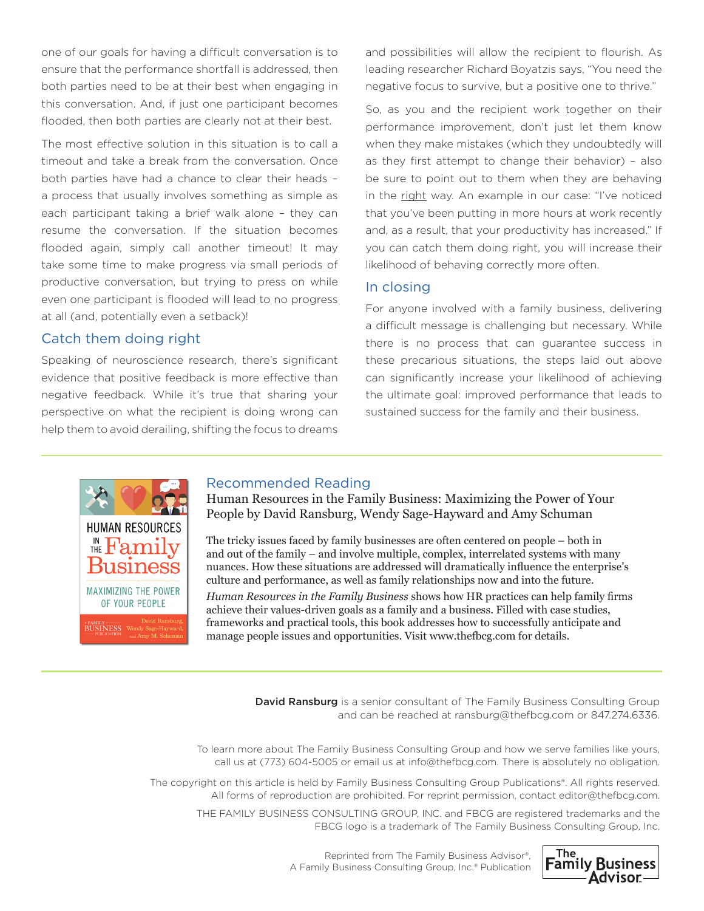one of our goals for having a difficult conversation is to ensure that the performance shortfall is addressed, then both parties need to be at their best when engaging in this conversation. And, if just one participant becomes flooded, then both parties are clearly not at their best.

The most effective solution in this situation is to call a timeout and take a break from the conversation. Once both parties have had a chance to clear their heads – a process that usually involves something as simple as each participant taking a brief walk alone – they can resume the conversation. If the situation becomes flooded again, simply call another timeout! It may take some time to make progress via small periods of productive conversation, but trying to press on while even one participant is flooded will lead to no progress at all (and, potentially even a setback)!

## Catch them doing right

Speaking of neuroscience research, there's significant evidence that positive feedback is more effective than negative feedback. While it's true that sharing your perspective on what the recipient is doing wrong can help them to avoid derailing, shifting the focus to dreams and possibilities will allow the recipient to flourish. As leading researcher Richard Boyatzis says, "You need the negative focus to survive, but a positive one to thrive."

So, as you and the recipient work together on their performance improvement, don't just let them know when they make mistakes (which they undoubtedly will as they first attempt to change their behavior) – also be sure to point out to them when they are behaving in the right way. An example in our case: "I've noticed that you've been putting in more hours at work recently and, as a result, that your productivity has increased." If you can catch them doing right, you will increase their likelihood of behaving correctly more often.

## In closing

For anyone involved with a family business, delivering a difficult message is challenging but necessary. While there is no process that can guarantee success in these precarious situations, the steps laid out above can significantly increase your likelihood of achieving the ultimate goal: improved performance that leads to sustained success for the family and their business.

---

## Recommended Reading

Human Resources in the Family Business: Maximizing the Power of Your People by David Ransburg, Wendy Sage-Hayward and Amy Schuman

The tricky issues faced by family businesses are often centered on people – both in and out of the family – and involve multiple, complex, interrelated systems with many nuances. How these situations are addressed will dramatically influence the enterprise's culture and performance, as well as family relationships now and into the future. *Human Resources in the Family Business* shows how HR practices can help family firms achieve their values-driven goals as a family and a business. Filled with case studies, frameworks and practical tools, this book addresses how to successfully anticipate and manage people issues and opportunities. Visit www.thefbcg.com for details.

---

**David Ransburg** is a senior consultant of The Family Business Consulting Group and can be reached at ransburg@thefbcg.com or 847.274.6336.

To learn more about The Family Business Consulting Group and how we serve families like yours, call us at (773) 604-5005 or email us at info@thefbcg.com. There is absolutely no obligation.

The copyright on this article is held by Family Business Consulting Group Publications®. All rights reserved. All forms of reproduction are prohibited. For reprint permission, contact editor@thefbcg.com.

THE FAMILY BUSINESS CONSULTING GROUP, INC. and FBCG are registered trademarks and the FBCG logo is a trademark of The Family Business Consulting Group, Inc.

Reprinted from The Family Business Advisor®, A Family Business Consulting Group, Inc.® Publication

The Family Business Advisor